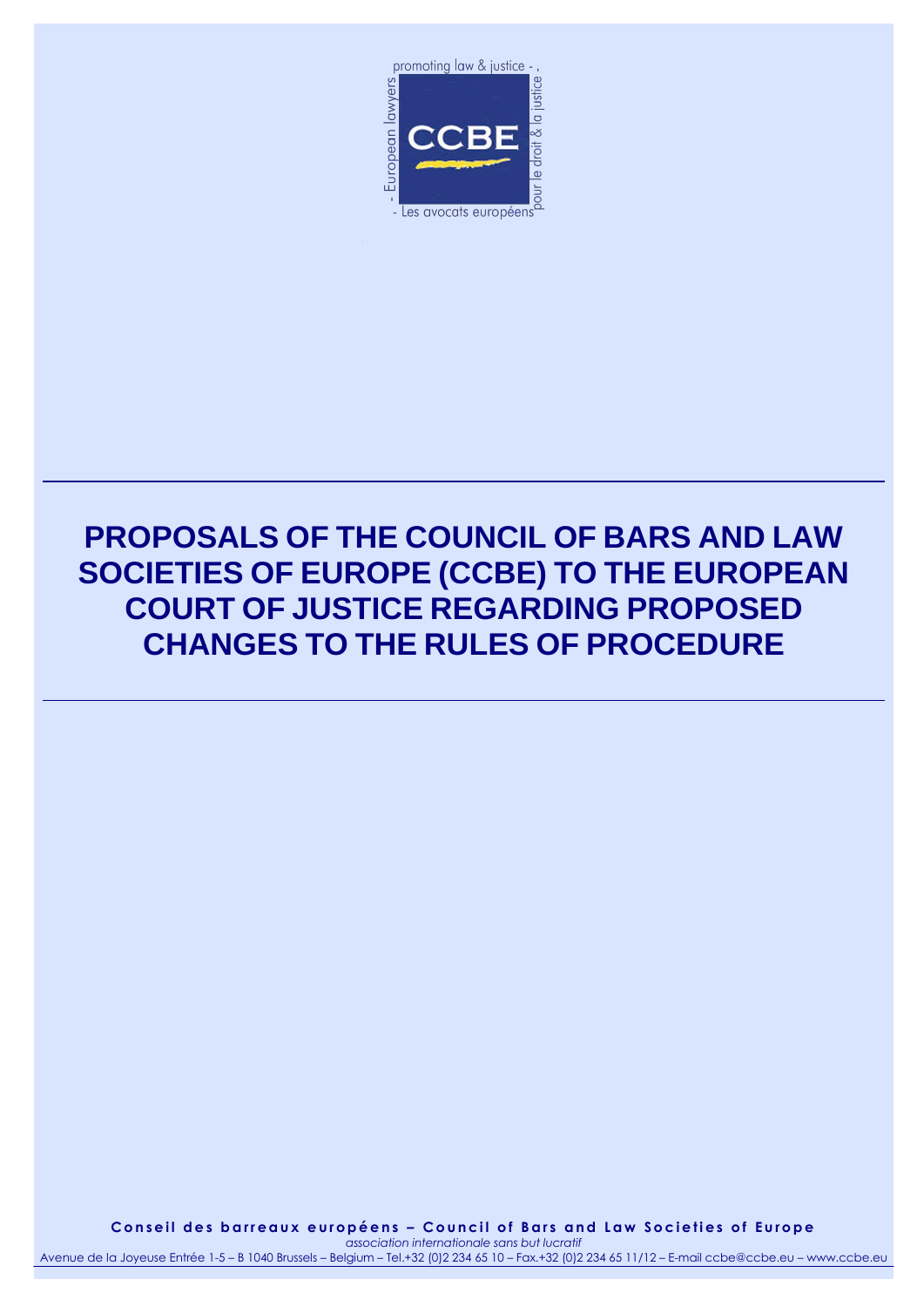# PROPOSALS OF THE COUNCIL OF BARS AND LAW SOCIETIES OF EUROPE (CCBE) TO THE EUROPEAN COURT OF JUSTICE REGARDING PROPOSED CHANGES TO THE RULES OF PROCEDURE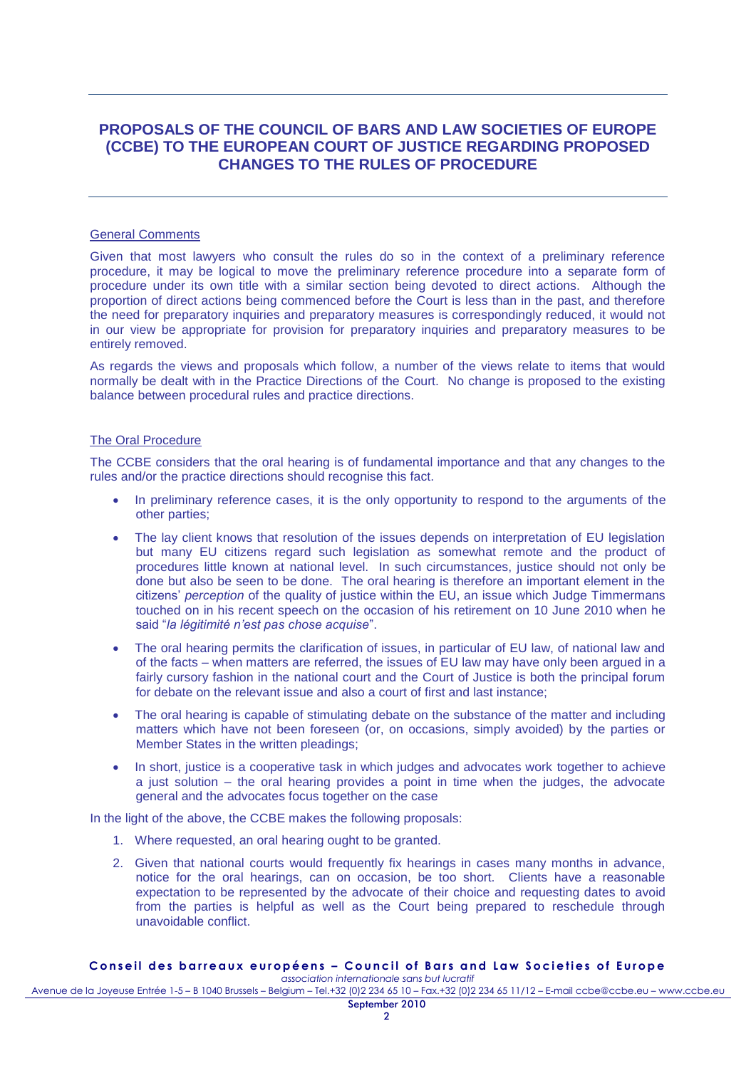## PROPOSALS OF THE COUNCIL OF BARS AND LAW SOCIETIES OF EUROPE (CCBE) TO THE EUROPEAN COURT OF JUSTICE REGARDING PROPOSED CHANGES TO THE RULES OF PROCEDURE

### General Comments

Given that most lawyers who consult the rules do so in the context of a preliminary reference procedure, it may be logical to move the preliminary reference procedure into a separate form of procedure under its own title with a similar section being devoted to direct actions. Although the proportion of direct actions being commenced before the Court is less than in the past, and therefore the need for preparatory inquiries and preparatory measures is correspondingly reduced, it would not in our view be appropriate for provision for preparatory inquiries and preparatory measures to be entirely removed.

As regards the views and proposals which follow, a number of the views relate to items that would normally be dealt with in the Practice Directions of the Court. No change is proposed to the existing balance between procedural rules and practice directions.

### The Oral Procedure

The CCBE considers that the oral hearing is of fundamental importance and that any changes to the rules and/or the practice directions should recognise this fact.

- In preliminary reference cases, it is the only opportunity to respond to the arguments of the other parties;
- The lay client knows that resolution of the issues depends on interpretation of EU legislation but many EU citizens regard such legislation as somewhat remote and the product of procedures little known at national level. In such circumstances, justice should not only be done but also be seen to be done. The oral hearing is therefore an important element in the citizens' *perception* of the quality of justice within the EU, an issue which Judge Timmermans touched on in his recent speech on the occasion of his retirement on 10 June 2010 when he said "*la légitimité n'est pas chose acquise*".
- The oral hearing permits the clarification of issues, in particular of EU law, of national law and of the facts – when matters are referred, the issues of EU law may have only been argued in a fairly cursory fashion in the national court and the Court of Justice is both the principal forum for debate on the relevant issue and also a court of first and last instance;
- The oral hearing is capable of stimulating debate on the substance of the matter and including matters which have not been foreseen (or, on occasions, simply avoided) by the parties or Member States in the written pleadings;
- In short, justice is a cooperative task in which judges and advocates work together to achieve a just solution – the oral hearing provides a point in time when the judges, the advocate general and the advocates focus together on the case

In the light of the above, the CCBE makes the following proposals:

1. Where requested, an oral hearing ought to be granted.
2. Given that national courts would frequently fix hearings in cases many months in advance, notice for the oral hearings, can on occasion, be too short. Clients have a reasonable expectation to be represented by the advocate of their choice and requesting dates to avoid from the parties is helpful as well as the Court being prepared to reschedule through unavoidable conflict.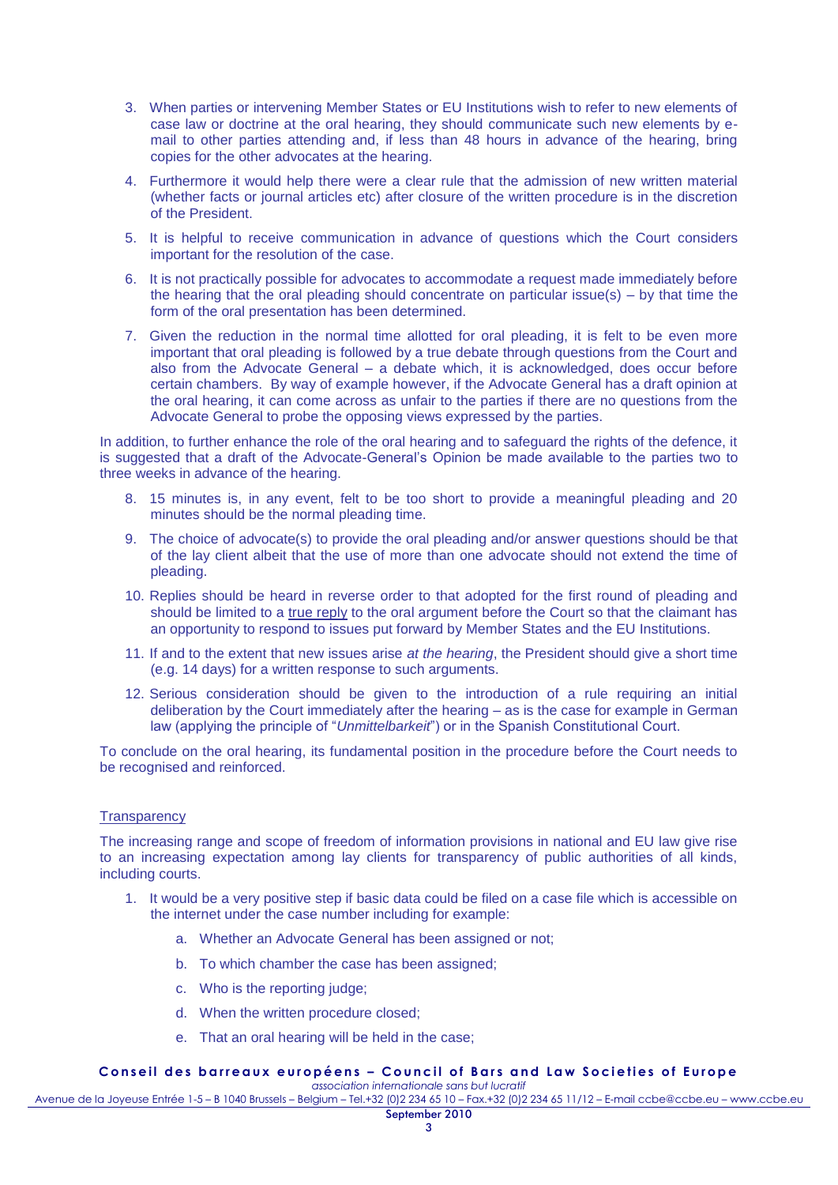3. When parties or intervening Member States or EU Institutions wish to refer to new elements of case law or doctrine at the oral hearing, they should communicate such new elements by e-mail to other parties attending and, if less than 48 hours in advance of the hearing, bring copies for the other advocates at the hearing.

4. Furthermore it would help there were a clear rule that the admission of new written material (whether facts or journal articles etc) after closure of the written procedure is in the discretion of the President.

5. It is helpful to receive communication in advance of questions which the Court considers important for the resolution of the case.

6. It is not practically possible for advocates to accommodate a request made immediately before the hearing that the oral pleading should concentrate on particular issue(s) – by that time the form of the oral presentation has been determined.

7. Given the reduction in the normal time allotted for oral pleading, it is felt to be even more important that oral pleading is followed by a true debate through questions from the Court and also from the Advocate General – a debate which, it is acknowledged, does occur before certain chambers. By way of example however, if the Advocate General has a draft opinion at the oral hearing, it can come across as unfair to the parties if there are no questions from the Advocate General to probe the opposing views expressed by the parties.

In addition, to further enhance the role of the oral hearing and to safeguard the rights of the defence, it is suggested that a draft of the Advocate-General's Opinion be made available to the parties two to three weeks in advance of the hearing.

8. 15 minutes is, in any event, felt to be too short to provide a meaningful pleading and 20 minutes should be the normal pleading time.

9. The choice of advocate(s) to provide the oral pleading and/or answer questions should be that of the lay client albeit that the use of more than one advocate should not extend the time of pleading.

10. Replies should be heard in reverse order to that adopted for the first round of pleading and should be limited to a true reply to the oral argument before the Court so that the claimant has an opportunity to respond to issues put forward by Member States and the EU Institutions.

11. If and to the extent that new issues arise *at the hearing*, the President should give a short time (e.g. 14 days) for a written response to such arguments.

12. Serious consideration should be given to the introduction of a rule requiring an initial deliberation by the Court immediately after the hearing – as is the case for example in German law (applying the principle of "*Unmittelbarkeit*") or in the Spanish Constitutional Court.

To conclude on the oral hearing, its fundamental position in the procedure before the Court needs to be recognised and reinforced.

## Transparency

The increasing range and scope of freedom of information provisions in national and EU law give rise to an increasing expectation among lay clients for transparency of public authorities of all kinds, including courts.

1. It would be a very positive step if basic data could be filed on a case file which is accessible on the internet under the case number including for example:

    a. Whether an Advocate General has been assigned or not;

    b. To which chamber the case has been assigned;

    c. Who is the reporting judge;

    d. When the written procedure closed;

    e. That an oral hearing will be held in the case;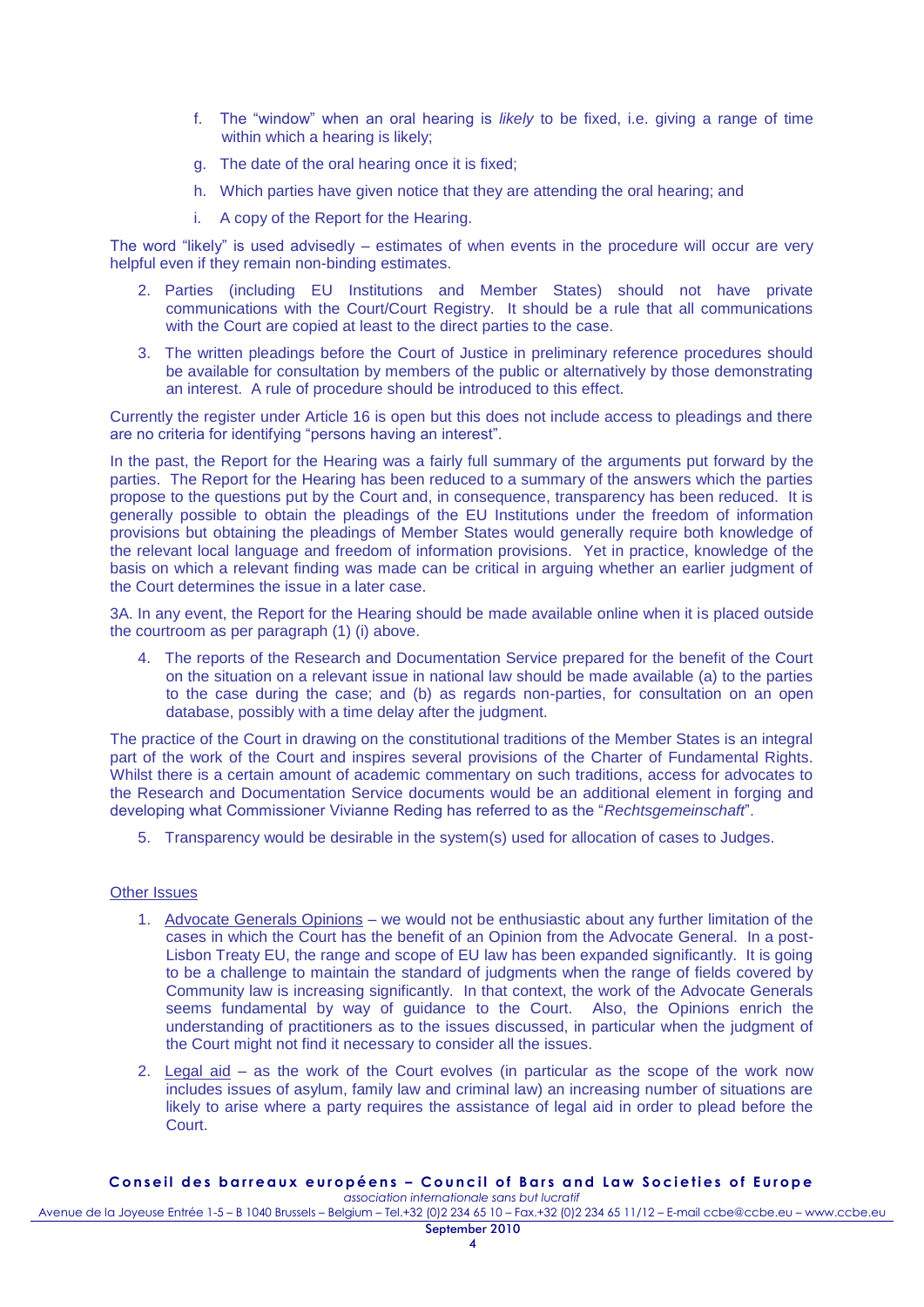f. The "window" when an oral hearing is *likely* to be fixed, i.e. giving a range of time within which a hearing is likely;

g. The date of the oral hearing once it is fixed;

h. Which parties have given notice that they are attending the oral hearing; and

i. A copy of the Report for the Hearing.

The word "likely" is used advisedly – estimates of when events in the procedure will occur are very helpful even if they remain non-binding estimates.

2. Parties (including EU Institutions and Member States) should not have private communications with the Court/Court Registry. It should be a rule that all communications with the Court are copied at least to the direct parties to the case.

3. The written pleadings before the Court of Justice in preliminary reference procedures should be available for consultation by members of the public or alternatively by those demonstrating an interest. A rule of procedure should be introduced to this effect.

Currently the register under Article 16 is open but this does not include access to pleadings and there are no criteria for identifying "persons having an interest".

In the past, the Report for the Hearing was a fairly full summary of the arguments put forward by the parties. The Report for the Hearing has been reduced to a summary of the answers which the parties propose to the questions put by the Court and, in consequence, transparency has been reduced. It is generally possible to obtain the pleadings of the EU Institutions under the freedom of information provisions but obtaining the pleadings of Member States would generally require both knowledge of the relevant local language and freedom of information provisions. Yet in practice, knowledge of the basis on which a relevant finding was made can be critical in arguing whether an earlier judgment of the Court determines the issue in a later case.

3A. In any event, the Report for the Hearing should be made available online when it is placed outside the courtroom as per paragraph (1) (i) above.

4. The reports of the Research and Documentation Service prepared for the benefit of the Court on the situation on a relevant issue in national law should be made available (a) to the parties to the case during the case; and (b) as regards non-parties, for consultation on an open database, possibly with a time delay after the judgment.

The practice of the Court in drawing on the constitutional traditions of the Member States is an integral part of the work of the Court and inspires several provisions of the Charter of Fundamental Rights. Whilst there is a certain amount of academic commentary on such traditions, access for advocates to the Research and Documentation Service documents would be an additional element in forging and developing what Commissioner Vivianne Reding has referred to as the "*Rechtsgemeinschaft*".

5. Transparency would be desirable in the system(s) used for allocation of cases to Judges.

## Other Issues

1. Advocate Generals Opinions – we would not be enthusiastic about any further limitation of the cases in which the Court has the benefit of an Opinion from the Advocate General. In a post-Lisbon Treaty EU, the range and scope of EU law has been expanded significantly. It is going to be a challenge to maintain the standard of judgments when the range of fields covered by Community law is increasing significantly. In that context, the work of the Advocate Generals seems fundamental by way of guidance to the Court. Also, the Opinions enrich the understanding of practitioners as to the issues discussed, in particular when the judgment of the Court might not find it necessary to consider all the issues.

2. Legal aid – as the work of the Court evolves (in particular as the scope of the work now includes issues of asylum, family law and criminal law) an increasing number of situations are likely to arise where a party requires the assistance of legal aid in order to plead before the Court.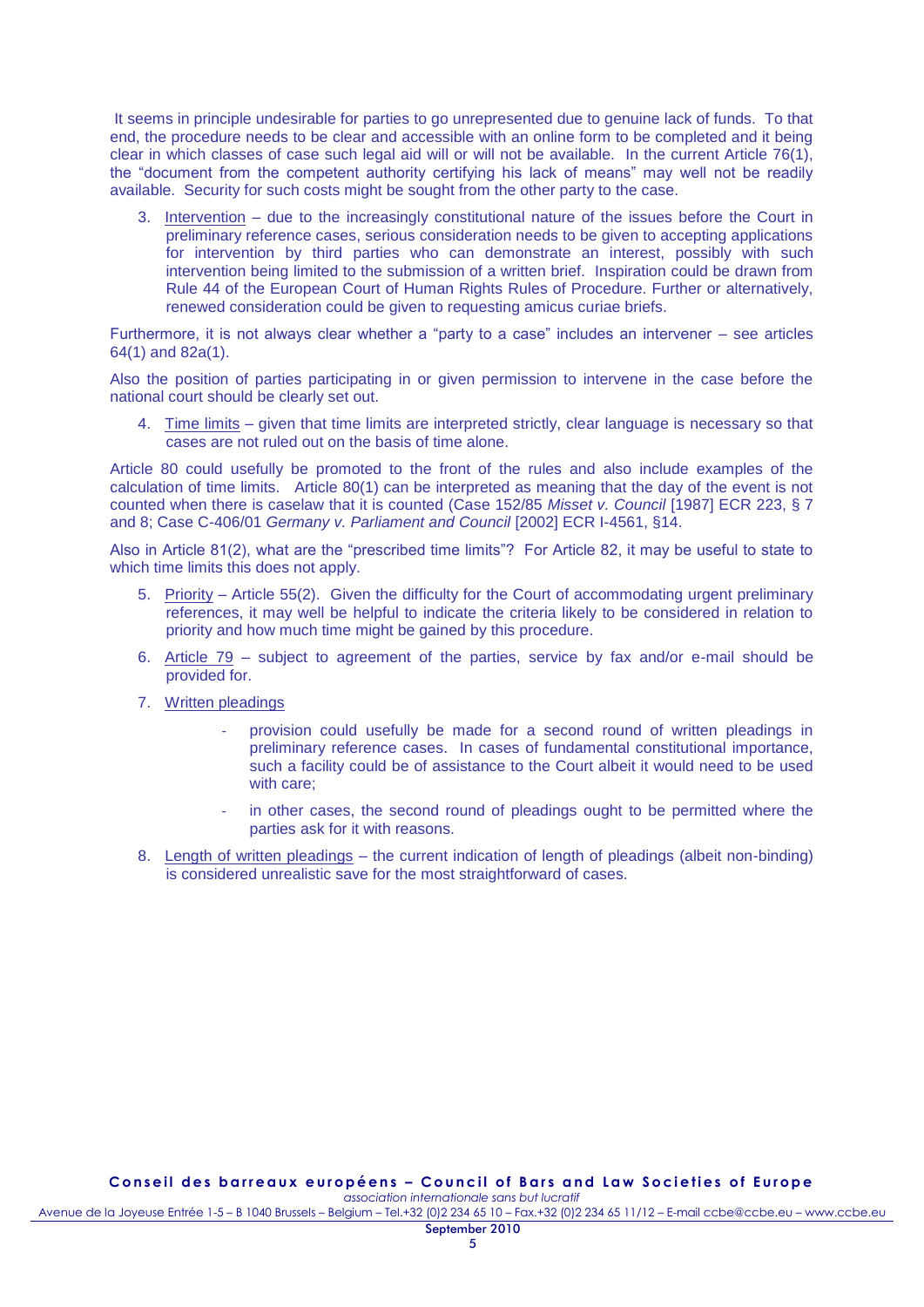It seems in principle undesirable for parties to go unrepresented due to genuine lack of funds. To that end, the procedure needs to be clear and accessible with an online form to be completed and it being clear in which classes of case such legal aid will or will not be available. In the current Article 76(1), the "document from the competent authority certifying his lack of means" may well not be readily available. Security for such costs might be sought from the other party to the case.

3. Intervention – due to the increasingly constitutional nature of the issues before the Court in preliminary reference cases, serious consideration needs to be given to accepting applications for intervention by third parties who can demonstrate an interest, possibly with such intervention being limited to the submission of a written brief. Inspiration could be drawn from Rule 44 of the European Court of Human Rights Rules of Procedure. Further or alternatively, renewed consideration could be given to requesting amicus curiae briefs.

Furthermore, it is not always clear whether a "party to a case" includes an intervener – see articles 64(1) and 82a(1).

Also the position of parties participating in or given permission to intervene in the case before the national court should be clearly set out.

4. Time limits – given that time limits are interpreted strictly, clear language is necessary so that cases are not ruled out on the basis of time alone.

Article 80 could usefully be promoted to the front of the rules and also include examples of the calculation of time limits. Article 80(1) can be interpreted as meaning that the day of the event is not counted when there is caselaw that it is counted (Case 152/85 *Misset v. Council* [1987] ECR 223, § 7 and 8; Case C-406/01 *Germany v. Parliament and Council* [2002] ECR I-4561, §14.

Also in Article 81(2), what are the "prescribed time limits"? For Article 82, it may be useful to state to which time limits this does not apply.

5. Priority – Article 55(2). Given the difficulty for the Court of accommodating urgent preliminary references, it may well be helpful to indicate the criteria likely to be considered in relation to priority and how much time might be gained by this procedure.

6. Article 79 – subject to agreement of the parties, service by fax and/or e-mail should be provided for.

7. Written pleadings

   - provision could usefully be made for a second round of written pleadings in preliminary reference cases. In cases of fundamental constitutional importance, such a facility could be of assistance to the Court albeit it would need to be used with care;
   - in other cases, the second round of pleadings ought to be permitted where the parties ask for it with reasons.

8. Length of written pleadings – the current indication of length of pleadings (albeit non-binding) is considered unrealistic save for the most straightforward of cases.